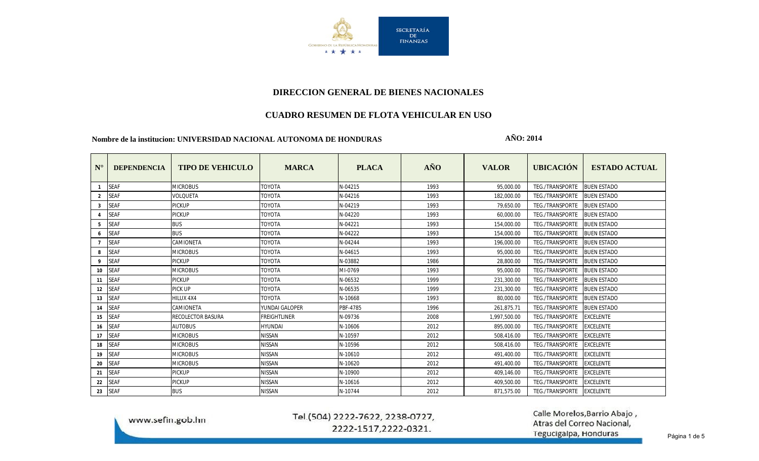SECRETARÍA DE FINANZAS

Gobierno de la República Honduras

## DIRECCION GENERAL DE BIENES NACIONALES

## CUADRO RESUMEN DE FLOTA VEHICULAR EN USO

**Nombre de la institucion: UNIVERSIDAD NACIONAL AUTONOMA DE HONDURAS** **AÑO: 2014**

| N° | DEPENDENCIA | TIPO DE VEHICULO | MARCA | PLACA | AÑO | VALOR | UBICACIÓN | ESTADO ACTUAL |
|---|---|---|---|---|---|---|---|---|
| 1 | SEAF | MICROBUS | TOYOTA | N-04215 | 1993 | 95,000.00 | TEG./TRANSPORTE | BUEN ESTADO |
| 2 | SEAF | VOLQUETA | TOYOTA | N-04216 | 1993 | 182,000.00 | TEG./TRANSPORTE | BUEN ESTADO |
| 3 | SEAF | PICKUP | TOYOTA | N-04219 | 1993 | 79,650.00 | TEG./TRANSPORTE | BUEN ESTADO |
| 4 | SEAF | PICKUP | TOYOTA | N-04220 | 1993 | 60,000.00 | TEG./TRANSPORTE | BUEN ESTADO |
| 5 | SEAF | BUS | TOYOTA | N-04221 | 1993 | 154,000.00 | TEG./TRANSPORTE | BUEN ESTADO |
| 6 | SEAF | BUS | TOYOTA | N-04222 | 1993 | 154,000.00 | TEG./TRANSPORTE | BUEN ESTADO |
| 7 | SEAF | CAMIONETA | TOYOTA | N-04244 | 1993 | 196,000.00 | TEG./TRANSPORTE | BUEN ESTADO |
| 8 | SEAF | MICROBUS | TOYOTA | N-04615 | 1993 | 95,000.00 | TEG./TRANSPORTE | BUEN ESTADO |
| 9 | SEAF | PICKUP | TOYOTA | N-03882 | 1986 | 28,800.00 | TEG./TRANSPORTE | BUEN ESTADO |
| 10 | SEAF | MICROBUS | TOYOTA | MI-0769 | 1993 | 95,000.00 | TEG./TRANSPORTE | BUEN ESTADO |
| 11 | SEAF | PICKUP | TOYOTA | N-06532 | 1999 | 231,300.00 | TEG./TRANSPORTE | BUEN ESTADO |
| 12 | SEAF | PICK UP | TOYOTA | N-06535 | 1999 | 231,300.00 | TEG./TRANSPORTE | BUEN ESTADO |
| 13 | SEAF | HILUX 4X4 | TOYOTA | N-10668 | 1993 | 80,000.00 | TEG./TRANSPORTE | BUEN ESTADO |
| 14 | SEAF | CAMIONETA | YUNDAI GALOPER | PBF-4785 | 1996 | 261,875.71 | TEG./TRANSPORTE | BUEN ESTADO |
| 15 | SEAF | RECOLECTOR BASURA | FREIGHTLINER | N-09736 | 2008 | 1,997,500.00 | TEG./TRANSPORTE | EXCELENTE |
| 16 | SEAF | AUTOBUS | HYUNDAI | N-10606 | 2012 | 895,000.00 | TEG./TRANSPORTE | EXCELENTE |
| 17 | SEAF | MICROBUS | NISSAN | N-10597 | 2012 | 508,416.00 | TEG./TRANSPORTE | EXCELENTE |
| 18 | SEAF | MICROBUS | NISSAN | N-10596 | 2012 | 508,416.00 | TEG./TRANSPORTE | EXCELENTE |
| 19 | SEAF | MICROBUS | NISSAN | N-10610 | 2012 | 491,400.00 | TEG./TRANSPORTE | EXCELENTE |
| 20 | SEAF | MICROBUS | NISSAN | N-10620 | 2012 | 491,400.00 | TEG./TRANSPORTE | EXCELENTE |
| 21 | SEAF | PICKUP | NISSAN | N-10900 | 2012 | 409,146.00 | TEG./TRANSPORTE | EXCELENTE |
| 22 | SEAF | PICKUP | NISSAN | N-10616 | 2012 | 409,500.00 | TEG./TRANSPORTE | EXCELENTE |
| 23 | SEAF | BUS | NISSAN | N-10744 | 2012 | 871,575.00 | TEG./TRANSPORTE | EXCELENTE |

www.sefin.gob.hn

Tel.(504) 2222-7622, 2238-0727, 2222-1517,2222-0321.

Calle Morelos,Barrio Abajo, Atras del Correo Nacional, Tegucigalpa, Honduras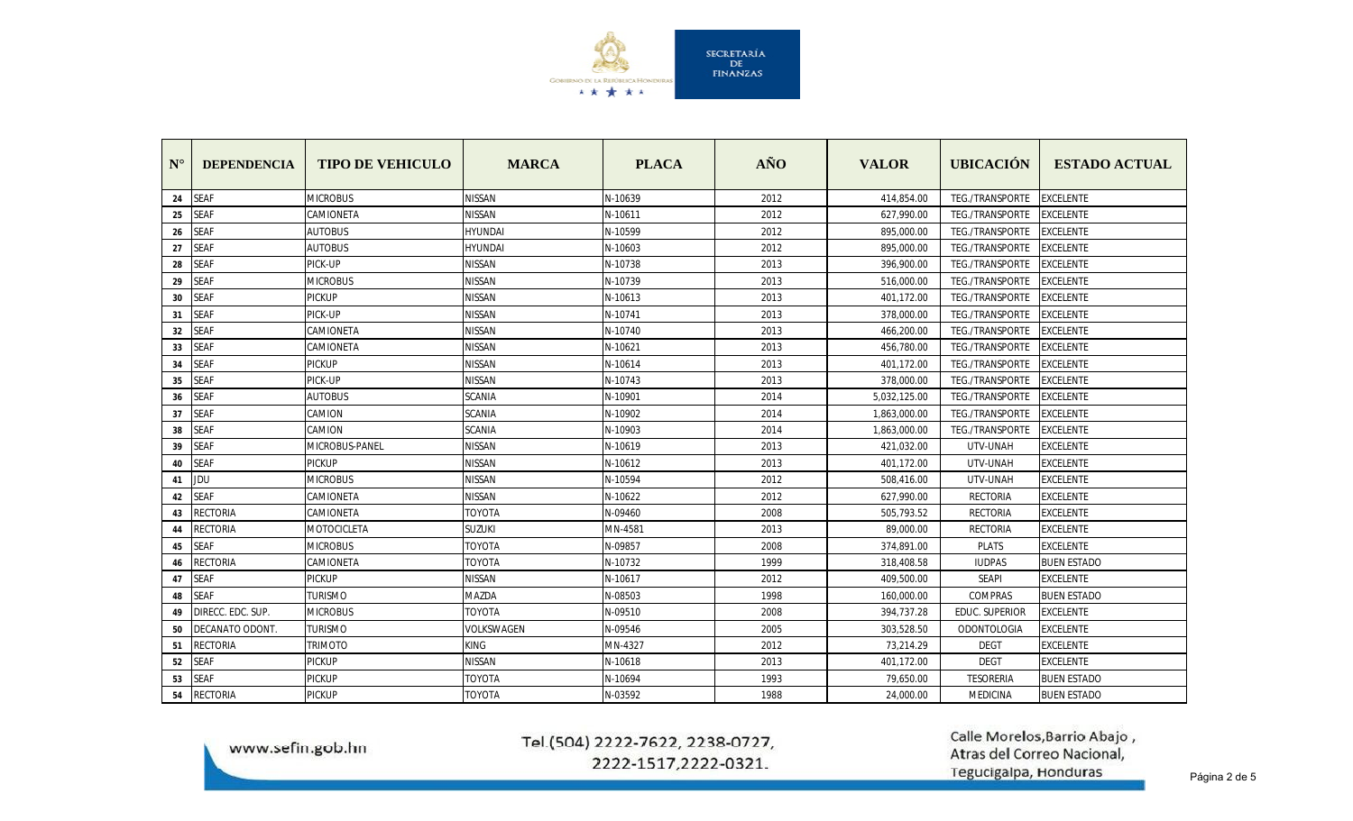| N° | DEPENDENCIA | TIPO DE VEHICULO | MARCA | PLACA | AÑO | VALOR | UBICACIÓN | ESTADO ACTUAL |
|---|---|---|---|---|---|---|---|---|
| 24 | SEAF | MICROBUS | NISSAN | N-10639 | 2012 | 414,854.00 | TEG./TRANSPORTE | EXCELENTE |
| 25 | SEAF | CAMIONETA | NISSAN | N-10611 | 2012 | 627,990.00 | TEG./TRANSPORTE | EXCELENTE |
| 26 | SEAF | AUTOBUS | HYUNDAI | N-10599 | 2012 | 895,000.00 | TEG./TRANSPORTE | EXCELENTE |
| 27 | SEAF | AUTOBUS | HYUNDAI | N-10603 | 2012 | 895,000.00 | TEG./TRANSPORTE | EXCELENTE |
| 28 | SEAF | PICK-UP | NISSAN | N-10738 | 2013 | 396,900.00 | TEG./TRANSPORTE | EXCELENTE |
| 29 | SEAF | MICROBUS | NISSAN | N-10739 | 2013 | 516,000.00 | TEG./TRANSPORTE | EXCELENTE |
| 30 | SEAF | PICKUP | NISSAN | N-10613 | 2013 | 401,172.00 | TEG./TRANSPORTE | EXCELENTE |
| 31 | SEAF | PICK-UP | NISSAN | N-10741 | 2013 | 378,000.00 | TEG./TRANSPORTE | EXCELENTE |
| 32 | SEAF | CAMIONETA | NISSAN | N-10740 | 2013 | 466,200.00 | TEG./TRANSPORTE | EXCELENTE |
| 33 | SEAF | CAMIONETA | NISSAN | N-10621 | 2013 | 456,780.00 | TEG./TRANSPORTE | EXCELENTE |
| 34 | SEAF | PICKUP | NISSAN | N-10614 | 2013 | 401,172.00 | TEG./TRANSPORTE | EXCELENTE |
| 35 | SEAF | PICK-UP | NISSAN | N-10743 | 2013 | 378,000.00 | TEG./TRANSPORTE | EXCELENTE |
| 36 | SEAF | AUTOBUS | SCANIA | N-10901 | 2014 | 5,032,125.00 | TEG./TRANSPORTE | EXCELENTE |
| 37 | SEAF | CAMION | SCANIA | N-10902 | 2014 | 1,863,000.00 | TEG./TRANSPORTE | EXCELENTE |
| 38 | SEAF | CAMION | SCANIA | N-10903 | 2014 | 1,863,000.00 | TEG./TRANSPORTE | EXCELENTE |
| 39 | SEAF | MICROBUS-PANEL | NISSAN | N-10619 | 2013 | 421,032.00 | UTV-UNAH | EXCELENTE |
| 40 | SEAF | PICKUP | NISSAN | N-10612 | 2013 | 401,172.00 | UTV-UNAH | EXCELENTE |
| 41 | JDU | MICROBUS | NISSAN | N-10594 | 2012 | 508,416.00 | UTV-UNAH | EXCELENTE |
| 42 | SEAF | CAMIONETA | NISSAN | N-10622 | 2012 | 627,990.00 | RECTORIA | EXCELENTE |
| 43 | RECTORIA | CAMIONETA | TOYOTA | N-09460 | 2008 | 505,793.52 | RECTORIA | EXCELENTE |
| 44 | RECTORIA | MOTOCICLETA | SUZUKI | MN-4581 | 2013 | 89,000.00 | RECTORIA | EXCELENTE |
| 45 | SEAF | MICROBUS | TOYOTA | N-09857 | 2008 | 374,891.00 | PLATS | EXCELENTE |
| 46 | RECTORIA | CAMIONETA | TOYOTA | N-10732 | 1999 | 318,408.58 | IUDPAS | BUEN ESTADO |
| 47 | SEAF | PICKUP | NISSAN | N-10617 | 2012 | 409,500.00 | SEAPI | EXCELENTE |
| 48 | SEAF | TURISMO | MAZDA | N-08503 | 1998 | 160,000.00 | COMPRAS | BUEN ESTADO |
| 49 | DIRECC. EDC. SUP. | MICROBUS | TOYOTA | N-09510 | 2008 | 394,737.28 | EDUC. SUPERIOR | EXCELENTE |
| 50 | DECANATO ODONT. | TURISMO | VOLKSWAGEN | N-09546 | 2005 | 303,528.50 | ODONTOLOGIA | EXCELENTE |
| 51 | RECTORIA | TRIMOTO | KING | MN-4327 | 2012 | 73,214.29 | DEGT | EXCELENTE |
| 52 | SEAF | PICKUP | NISSAN | N-10618 | 2013 | 401,172.00 | DEGT | EXCELENTE |
| 53 | SEAF | PICKUP | TOYOTA | N-10694 | 1993 | 79,650.00 | TESORERIA | BUEN ESTADO |
| 54 | RECTORIA | PICKUP | TOYOTA | N-03592 | 1988 | 24,000.00 | MEDICINA | BUEN ESTADO |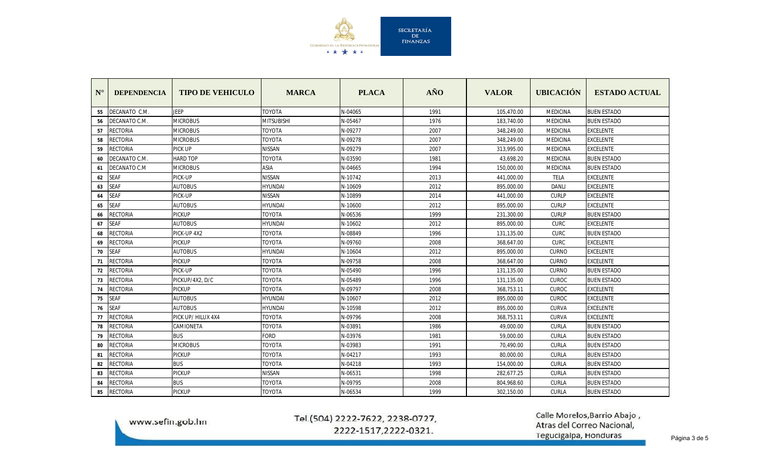| N° | DEPENDENCIA | TIPO DE VEHICULO | MARCA | PLACA | AÑO | VALOR | UBICACIÓN | ESTADO ACTUAL |
|---|---|---|---|---|---|---|---|---|
| 55 | DECANATO C.M. | JEEP | TOYOTA | N-04065 | 1991 | 105,470.00 | MEDICINA | BUEN ESTADO |
| 56 | DECANATO C.M. | MICROBUS | MITSUBISHI | N-05467 | 1976 | 183,740.00 | MEDICINA | BUEN ESTADO |
| 57 | RECTORIA | MICROBUS | TOYOTA | N-09277 | 2007 | 348,249.00 | MEDICINA | EXCELENTE |
| 58 | RECTORIA | MICROBUS | TOYOTA | N-09278 | 2007 | 348,249.00 | MEDICINA | EXCELENTE |
| 59 | RECTORIA | PICK UP | NISSAN | N-09279 | 2007 | 313,995.00 | MEDICINA | EXCELENTE |
| 60 | DECANATO C.M. | HARD TOP | TOYOTA | N-03590 | 1981 | 43,698.20 | MEDICINA | BUEN ESTADO |
| 61 | DECANATO C.M | MICROBUS | ASIA | N-04665 | 1994 | 150,000.00 | MEDICINA | BUEN ESTADO |
| 62 | SEAF | PICK-UP | NISSAN | N-10742 | 2013 | 441,000.00 | TELA | EXCELENTE |
| 63 | SEAF | AUTOBUS | HYUNDAI | N-10609 | 2012 | 895,000.00 | DANLI | EXCELENTE |
| 64 | SEAF | PICK-UP | NISSAN | N-10899 | 2014 | 441,000.00 | CURLP | EXCELENTE |
| 65 | SEAF | AUTOBUS | HYUNDAI | N-10600 | 2012 | 895,000.00 | CURLP | EXCELENTE |
| 66 | RECTORIA | PICKUP | TOYOTA | N-06536 | 1999 | 231,300.00 | CURLP | BUEN ESTADO |
| 67 | SEAF | AUTOBUS | HYUNDAI | N-10602 | 2012 | 895,000.00 | CURC | EXCELENTE |
| 68 | RECTORIA | PICK-UP 4X2 | TOYOTA | N-08849 | 1996 | 131,135.00 | CURC | BUEN ESTADO |
| 69 | RECTORIA | PICKUP | TOYOTA | N-09760 | 2008 | 368,647.00 | CURC | EXCELENTE |
| 70 | SEAF | AUTOBUS | HYUNDAI | N-10604 | 2012 | 895,000.00 | CURNO | EXCELENTE |
| 71 | RECTORIA | PICKUP | TOYOTA | N-09758 | 2008 | 368,647.00 | CURNO | EXCELENTE |
| 72 | RECTORIA | PICK-UP | TOYOTA | N-05490 | 1996 | 131,135.00 | CURNO | BUEN ESTADO |
| 73 | RECTORIA | PICKUP/4X2, D/C | TOYOTA | N-05489 | 1996 | 131,135.00 | CUROC | BUEN ESTADO |
| 74 | RECTORIA | PICKUP | TOYOTA | N-09797 | 2008 | 368,753.11 | CUROC | EXCELENTE |
| 75 | SEAF | AUTOBUS | HYUNDAI | N-10607 | 2012 | 895,000.00 | CUROC | EXCELENTE |
| 76 | SEAF | AUTOBUS | HYUNDAI | N-10598 | 2012 | 895,000.00 | CURVA | EXCELENTE |
| 77 | RECTORIA | PICK UP/ HILUX 4X4 | TOYOTA | N-09796 | 2008 | 368,753.11 | CURVA | EXCELENTE |
| 78 | RECTORIA | CAMIONETA | TOYOTA | N-03891 | 1986 | 49,000.00 | CURLA | BUEN ESTADO |
| 79 | RECTORIA | BUS | FORD | N-03976 | 1981 | 59,000.00 | CURLA | BUEN ESTADO |
| 80 | RECTORIA | MICROBUS | TOYOTA | N-03983 | 1991 | 70,490.00 | CURLA | BUEN ESTADO |
| 81 | RECTORIA | PICKUP | TOYOTA | N-04217 | 1993 | 80,000.00 | CURLA | BUEN ESTADO |
| 82 | RECTORIA | BUS | TOYOTA | N-04218 | 1993 | 154,000.00 | CURLA | BUEN ESTADO |
| 83 | RECTORIA | PICKUP | NISSAN | N-06531 | 1998 | 282,677.25 | CURLA | BUEN ESTADO |
| 84 | RECTORIA | BUS | TOYOTA | N-09795 | 2008 | 804,968.60 | CURLA | BUEN ESTADO |
| 85 | RECTORIA | PICKUP | TOYOTA | N-06534 | 1999 | 302,150.00 | CURLA | BUEN ESTADO |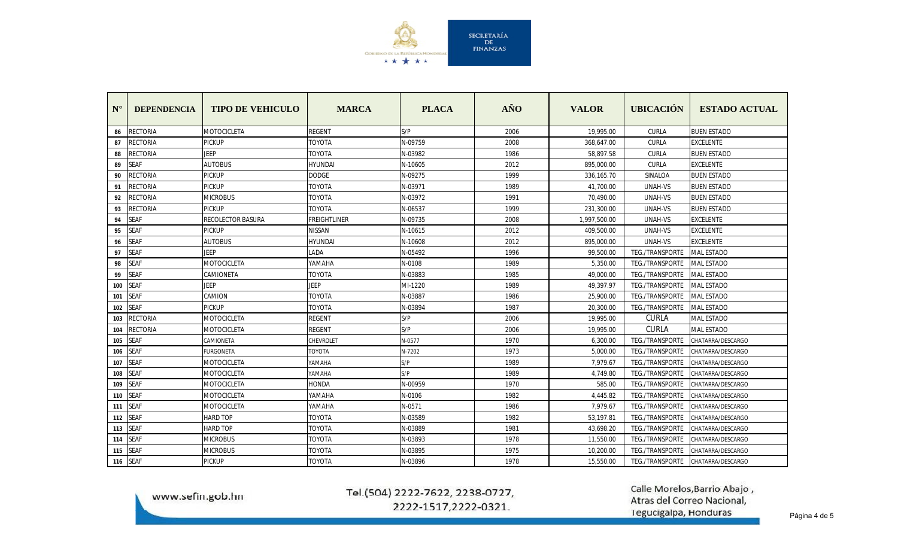| N° | DEPENDENCIA | TIPO DE VEHICULO | MARCA | PLACA | AÑO | VALOR | UBICACIÓN | ESTADO ACTUAL |
|---|---|---|---|---|---|---|---|---|
| 86 | RECTORIA | MOTOCICLETA | REGENT | S/P | 2006 | 19,995.00 | CURLA | BUEN ESTADO |
| 87 | RECTORIA | PICKUP | TOYOTA | N-09759 | 2008 | 368,647.00 | CURLA | EXCELENTE |
| 88 | RECTORIA | JEEP | TOYOTA | N-03982 | 1986 | 58,897.58 | CURLA | BUEN ESTADO |
| 89 | SEAF | AUTOBUS | HYUNDAI | N-10605 | 2012 | 895,000.00 | CURLA | EXCELENTE |
| 90 | RECTORIA | PICKUP | DODGE | N-09275 | 1999 | 336,165.70 | SINALOA | BUEN ESTADO |
| 91 | RECTORIA | PICKUP | TOYOTA | N-03971 | 1989 | 41,700.00 | UNAH-VS | BUEN ESTADO |
| 92 | RECTORIA | MICROBUS | TOYOTA | N-03972 | 1991 | 70,490.00 | UNAH-VS | BUEN ESTADO |
| 93 | RECTORIA | PICKUP | TOYOTA | N-06537 | 1999 | 231,300.00 | UNAH-VS | BUEN ESTADO |
| 94 | SEAF | RECOLECTOR BASURA | FREIGHTLINER | N-09735 | 2008 | 1,997,500.00 | UNAH-VS | EXCELENTE |
| 95 | SEAF | PICKUP | NISSAN | N-10615 | 2012 | 409,500.00 | UNAH-VS | EXCELENTE |
| 96 | SEAF | AUTOBUS | HYUNDAI | N-10608 | 2012 | 895,000.00 | UNAH-VS | EXCELENTE |
| 97 | SEAF | JEEP | LADA | N-05492 | 1996 | 99,500.00 | TEG./TRANSPORTE | MAL ESTADO |
| 98 | SEAF | MOTOCICLETA | YAMAHA | N-0108 | 1989 | 5,350.00 | TEG./TRANSPORTE | MAL ESTADO |
| 99 | SEAF | CAMIONETA | TOYOTA | N-03883 | 1985 | 49,000.00 | TEG./TRANSPORTE | MAL ESTADO |
| 100 | SEAF | JEEP | JEEP | MI-1220 | 1989 | 49,397.97 | TEG./TRANSPORTE | MAL ESTADO |
| 101 | SEAF | CAMION | TOYOTA | N-03887 | 1986 | 25,900.00 | TEG./TRANSPORTE | MAL ESTADO |
| 102 | SEAF | PICKUP | TOYOTA | N-03894 | 1987 | 20,300.00 | TEG./TRANSPORTE | MAL ESTADO |
| 103 | RECTORIA | MOTOCICLETA | REGENT | S/P | 2006 | 19,995.00 | CURLA | MAL ESTADO |
| 104 | RECTORIA | MOTOCICLETA | REGENT | S/P | 2006 | 19,995.00 | CURLA | MAL ESTADO |
| 105 | SEAF | CAMIONETA | CHEVROLET | N-0577 | 1970 | 6,300.00 | TEG./TRANSPORTE | CHATARRA/DESCARGO |
| 106 | SEAF | FURGONETA | TOYOTA | N-7202 | 1973 | 5,000.00 | TEG./TRANSPORTE | CHATARRA/DESCARGO |
| 107 | SEAF | MOTOCICLETA | YAMAHA | S/P | 1989 | 7,979.67 | TEG./TRANSPORTE | CHATARRA/DESCARGO |
| 108 | SEAF | MOTOCICLETA | YAMAHA | S/P | 1989 | 4,749.80 | TEG./TRANSPORTE | CHATARRA/DESCARGO |
| 109 | SEAF | MOTOCICLETA | HONDA | N-00959 | 1970 | 585.00 | TEG./TRANSPORTE | CHATARRA/DESCARGO |
| 110 | SEAF | MOTOCICLETA | YAMAHA | N-0106 | 1982 | 4,445.82 | TEG./TRANSPORTE | CHATARRA/DESCARGO |
| 111 | SEAF | MOTOCICLETA | YAMAHA | N-0571 | 1986 | 7,979.67 | TEG./TRANSPORTE | CHATARRA/DESCARGO |
| 112 | SEAF | HARD TOP | TOYOTA | N-03589 | 1982 | 53,197.81 | TEG./TRANSPORTE | CHATARRA/DESCARGO |
| 113 | SEAF | HARD TOP | TOYOTA | N-03889 | 1981 | 43,698.20 | TEG./TRANSPORTE | CHATARRA/DESCARGO |
| 114 | SEAF | MICROBUS | TOYOTA | N-03893 | 1978 | 11,550.00 | TEG./TRANSPORTE | CHATARRA/DESCARGO |
| 115 | SEAF | MICROBUS | TOYOTA | N-03895 | 1975 | 10,200.00 | TEG./TRANSPORTE | CHATARRA/DESCARGO |
| 116 | SEAF | PICKUP | TOYOTA | N-03896 | 1978 | 15,550.00 | TEG./TRANSPORTE | CHATARRA/DESCARGO |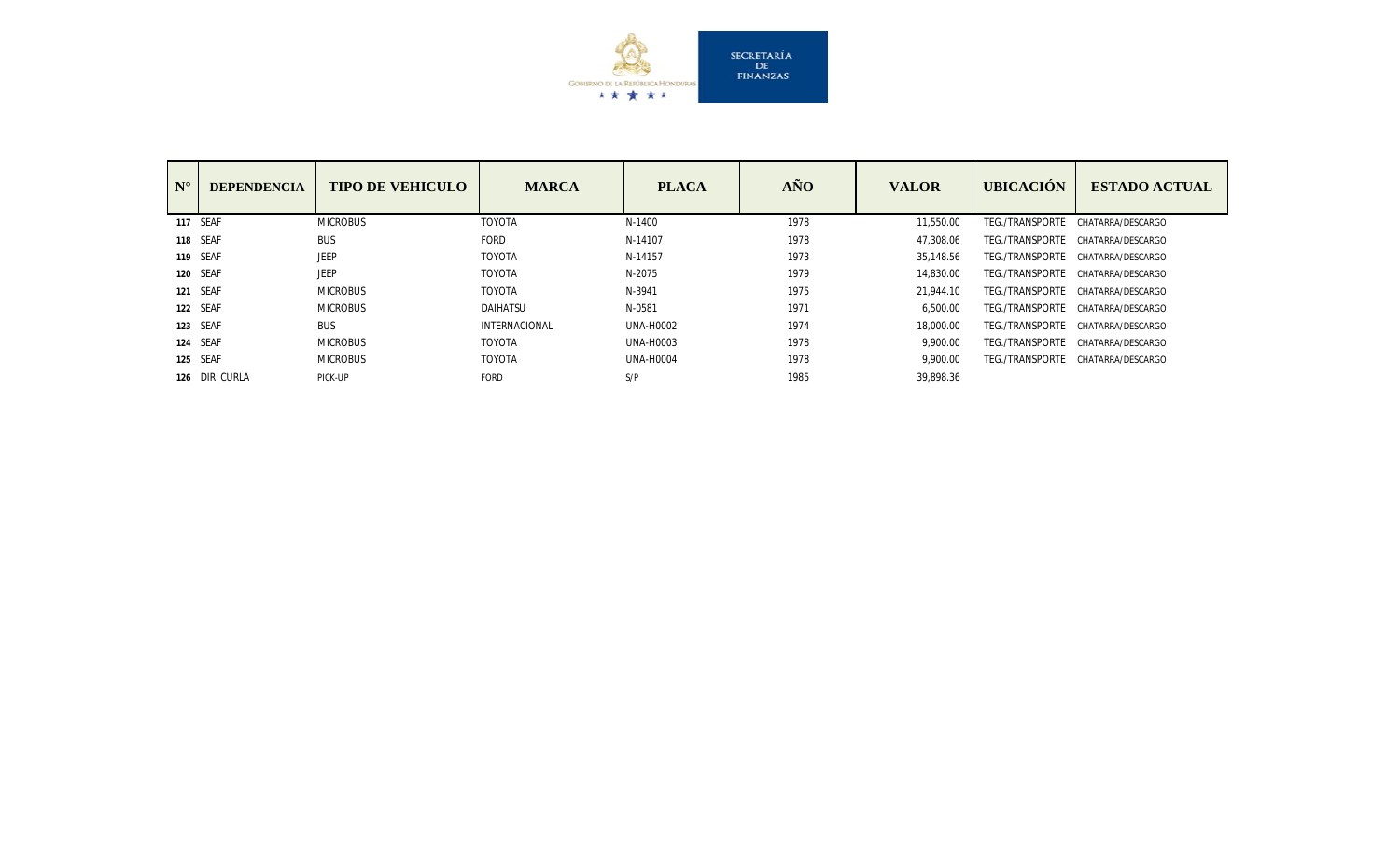| N° | DEPENDENCIA | TIPO DE VEHICULO | MARCA | PLACA | AÑO | VALOR | UBICACIÓN | ESTADO ACTUAL |
|---|---|---|---|---|---|---|---|---|
| 117 | SEAF | MICROBUS | TOYOTA | N-1400 | 1978 | 11,550.00 | TEG./TRANSPORTE | CHATARRA/DESCARGO |
| 118 | SEAF | BUS | FORD | N-14107 | 1978 | 47,308.06 | TEG./TRANSPORTE | CHATARRA/DESCARGO |
| 119 | SEAF | JEEP | TOYOTA | N-14157 | 1973 | 35,148.56 | TEG./TRANSPORTE | CHATARRA/DESCARGO |
| 120 | SEAF | JEEP | TOYOTA | N-2075 | 1979 | 14,830.00 | TEG./TRANSPORTE | CHATARRA/DESCARGO |
| 121 | SEAF | MICROBUS | TOYOTA | N-3941 | 1975 | 21,944.10 | TEG./TRANSPORTE | CHATARRA/DESCARGO |
| 122 | SEAF | MICROBUS | DAIHATSU | N-0581 | 1971 | 6,500.00 | TEG./TRANSPORTE | CHATARRA/DESCARGO |
| 123 | SEAF | BUS | INTERNACIONAL | UNA-H0002 | 1974 | 18,000.00 | TEG./TRANSPORTE | CHATARRA/DESCARGO |
| 124 | SEAF | MICROBUS | TOYOTA | UNA-H0003 | 1978 | 9,900.00 | TEG./TRANSPORTE | CHATARRA/DESCARGO |
| 125 | SEAF | MICROBUS | TOYOTA | UNA-H0004 | 1978 | 9,900.00 | TEG./TRANSPORTE | CHATARRA/DESCARGO |
| 126 | DIR. CURLA | PICK-UP | FORD | S/P | 1985 | 39,898.36 | | |